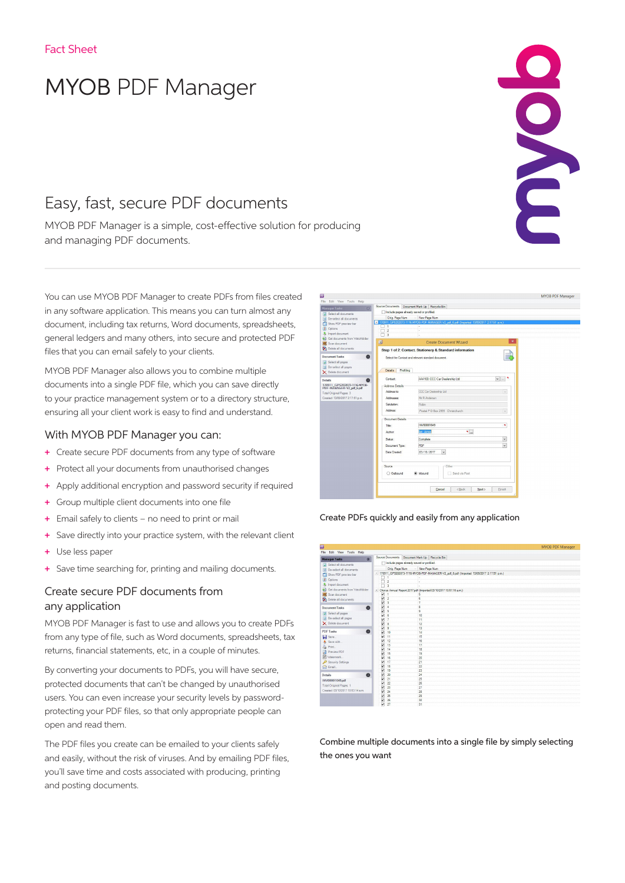Fact Sheet

# MYOB PDF Manager

## Easy, fast, secure PDF documents

MYOB PDF Manager is a simple, cost-effective solution for producing and managing PDF documents.

You can use MYOB PDF Manager to create PDFs from files created in any software application. This means you can turn almost any document, including tax returns, Word documents, spreadsheets, general ledgers and many others, into secure and protected PDF files that you can email safely to your clients.

MYOB PDF Manager also allows you to combine multiple documents into a single PDF file, which you can save directly to your practice management system or to a directory structure, ensuring all your client work is easy to find and understand.

### With MYOB PDF Manager you can:

- Create secure PDF documents from any type of software
- Protect all your documents from unauthorised changes
- Apply additional encryption and password security if required
- Group multiple client documents into one file
- Email safely to clients – no need to print or mail
- Save directly into your practice system, with the relevant client
- Use less paper
- Save time searching for, printing and mailing documents.

### Create secure PDF documents from any application

MYOB PDF Manager is fast to use and allows you to create PDFs from any type of file, such as Word documents, spreadsheets, tax returns, financial statements, etc, in a couple of minutes.

By converting your documents to PDFs, you will have secure, protected documents that can't be changed by unauthorised users. You can even increase your security levels by password-protecting your PDF files, so that only appropriate people can open and read them.

The PDF files you create can be emailed to your clients safely and easily, without the risk of viruses. And by emailing PDF files, you'll save time and costs associated with producing, printing and posting documents.

Create PDFs quickly and easily from any application

Combine multiple documents into a single file by simply selecting the ones you want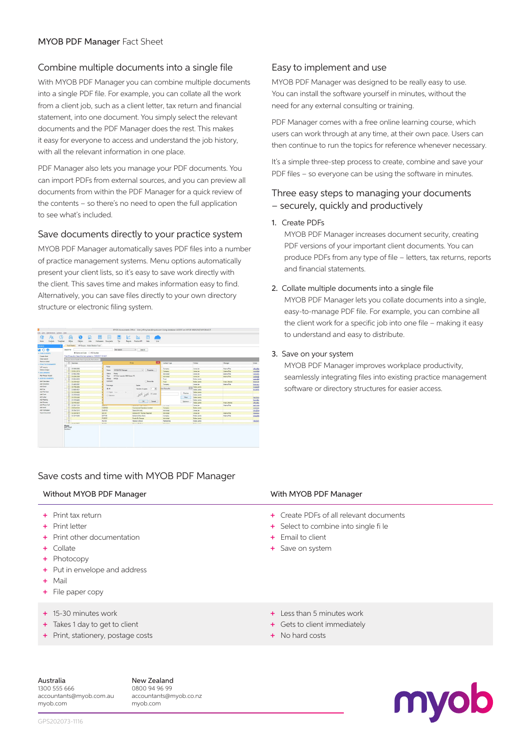MYOB PDF Manager Fact Sheet

## Combine multiple documents into a single file

With MYOB PDF Manager you can combine multiple documents into a single PDF file. For example, you can collate all the work from a client job, such as a client letter, tax return and financial statement, into one document. You simply select the relevant documents and the PDF Manager does the rest. This makes it easy for everyone to access and understand the job history, with all the relevant information in one place.

PDF Manager also lets you manage your PDF documents. You can import PDFs from external sources, and you can preview all documents from within the PDF Manager for a quick review of the contents – so there's no need to open the full application to see what's included.

## Save documents directly to your practice system

MYOB PDF Manager automatically saves PDF files into a number of practice management systems. Menu options automatically present your client lists, so it's easy to save work directly with the client. This saves time and makes information easy to find. Alternatively, you can save files directly to your own directory structure or electronic filing system.

## Easy to implement and use

MYOB PDF Manager was designed to be really easy to use. You can install the software yourself in minutes, without the need for any external consulting or training.

PDF Manager comes with a free online learning course, which users can work through at any time, at their own pace. Users can then continue to run the topics for reference whenever necessary.

It's a simple three-step process to create, combine and save your PDF files – so everyone can be using the software in minutes.

## Three easy steps to managing your documents – securely, quickly and productively

1. Create PDFs
   MYOB PDF Manager increases document security, creating PDF versions of your important client documents. You can produce PDFs from any type of file – letters, tax returns, reports and financial statements.

2. Collate multiple documents into a single file
   MYOB PDF Manager lets you collate documents into a single, easy-to-manage PDF file. For example, you can combine all the client work for a specific job into one file – making it easy to understand and easy to distribute.

3. Save on your system
   MYOB PDF Manager improves workplace productivity, seamlessly integrating files into existing practice management software or directory structures for easier access.

## Save costs and time with MYOB PDF Manager

| Without MYOB PDF Manager | With MYOB PDF Manager |
|---|---|
| + Print tax return<br>+ Print letter<br>+ Print other documentation<br>+ Collate<br>+ Photocopy<br>+ Put in envelope and address<br>+ Mail<br>+ File paper copy | + Create PDFs of all relevant documents<br>+ Select to combine into single fi le<br>+ Email to client<br>+ Save on system |
| + 15-30 minutes work<br>+ Takes 1 day to get to client<br>+ Print, stationery, postage costs | + Less than 5 minutes work<br>+ Gets to client immediately<br>+ No hard costs |

**Australia**
1300 555 666
accountants@myob.com.au
myob.com

**New Zealand**
0800 94 96 99
accountants@myob.co.nz
myob.com

myob

GPS202073-1116